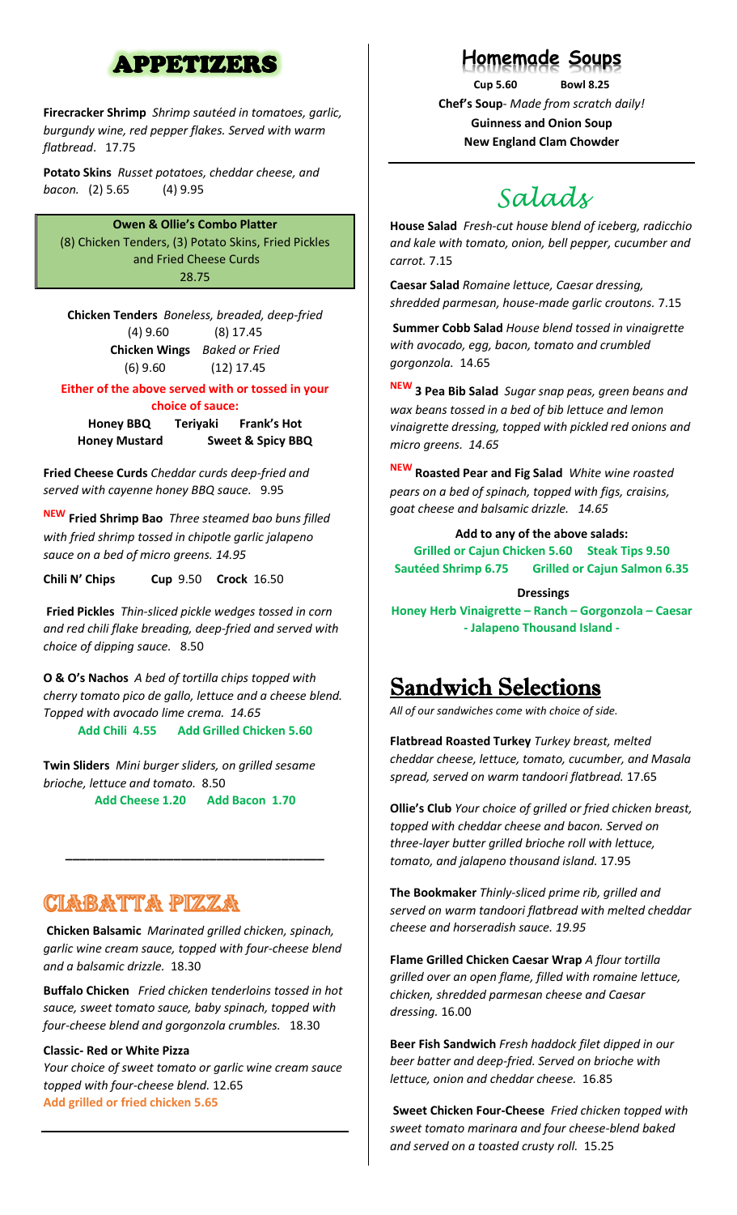# APPETIZERS

**Firecracker Shrimp** *Shrimp sautéed in tomatoes, garlic, burgundy wine, red pepper flakes. Served with warm flatbread*. 17.75

**Potato Skins** *Russet potatoes, cheddar cheese, and bacon.* (2) 5.65 (4) 9.95

**Owen & Ollie's Combo Platter**
(8) Chicken Tenders, (3) Potato Skins, Fried Pickles and Fried Cheese Curds
28.75

**Chicken Tenders** *Boneless, breaded, deep-fried*
(4) 9.60 (8) 17.45

**Chicken Wings** *Baked or Fried*
(6) 9.60 (12) 17.45

**Either of the above served with or tossed in your choice of sauce:**
**Honey BBQ** **Teriyaki** **Frank's Hot**
**Honey Mustard** **Sweet & Spicy BBQ**

**Fried Cheese Curds** *Cheddar curds deep-fried and served with cayenne honey BBQ sauce.* 9.95

**NEW Fried Shrimp Bao** *Three steamed bao buns filled with fried shrimp tossed in chipotle garlic jalapeno sauce on a bed of micro greens. 14.95*

**Chili N' Chips** **Cup** 9.50 **Crock** 16.50

**Fried Pickles** *Thin-sliced pickle wedges tossed in corn and red chili flake breading, deep-fried and served with choice of dipping sauce.* 8.50

**O & O's Nachos** *A bed of tortilla chips topped with cherry tomato pico de gallo, lettuce and a cheese blend. Topped with avocado lime crema. 14.65*
**Add Chili 4.55** **Add Grilled Chicken 5.60**

**Twin Sliders** *Mini burger sliders, on grilled sesame brioche, lettuce and tomato.* 8.50
**Add Cheese 1.20** **Add Bacon 1.70**

# CIABATTA PIZZA

**Chicken Balsamic** *Marinated grilled chicken, spinach, garlic wine cream sauce, topped with four-cheese blend and a balsamic drizzle.* 18.30

**Buffalo Chicken** *Fried chicken tenderloins tossed in hot sauce, sweet tomato sauce, baby spinach, topped with four-cheese blend and gorgonzola crumbles.* 18.30

**Classic- Red or White Pizza**
*Your choice of sweet tomato or garlic wine cream sauce topped with four-cheese blend.* 12.65
**Add grilled or fried chicken 5.65**

# Homemade Soups

**Cup 5.60** **Bowl 8.25**

**Chef's Soup**- *Made from scratch daily!*
**Guinness and Onion Soup**
**New England Clam Chowder**

# *Salads*

**House Salad** *Fresh-cut house blend of iceberg, radicchio and kale with tomato, onion, bell pepper, cucumber and carrot.* 7.15

**Caesar Salad** *Romaine lettuce, Caesar dressing, shredded parmesan, house-made garlic croutons.* 7.15

**Summer Cobb Salad** *House blend tossed in vinaigrette with avocado, egg, bacon, tomato and crumbled gorgonzola.* 14.65

**NEW 3 Pea Bib Salad** *Sugar snap peas, green beans and wax beans tossed in a bed of bib lettuce and lemon vinaigrette dressing, topped with pickled red onions and micro greens. 14.65*

**NEW Roasted Pear and Fig Salad** *White wine roasted pears on a bed of spinach, topped with figs, craisins, goat cheese and balsamic drizzle. 14.65*

**Add to any of the above salads:**
**Grilled or Cajun Chicken 5.60** **Steak Tips 9.50**
**Sautéed Shrimp 6.75** **Grilled or Cajun Salmon 6.35**

**Dressings**
**Honey Herb Vinaigrette – Ranch – Gorgonzola – Caesar - Jalapeno Thousand Island -**

# Sandwich Selections

*All of our sandwiches come with choice of side.*

**Flatbread Roasted Turkey** *Turkey breast, melted cheddar cheese, lettuce, tomato, cucumber, and Masala spread, served on warm tandoori flatbread.* 17.65

**Ollie's Club** *Your choice of grilled or fried chicken breast, topped with cheddar cheese and bacon. Served on three-layer butter grilled brioche roll with lettuce, tomato, and jalapeno thousand island.* 17.95

**The Bookmaker** *Thinly-sliced prime rib, grilled and served on warm tandoori flatbread with melted cheddar cheese and horseradish sauce. 19.95*

**Flame Grilled Chicken Caesar Wrap** *A flour tortilla grilled over an open flame, filled with romaine lettuce, chicken, shredded parmesan cheese and Caesar dressing.* 16.00

**Beer Fish Sandwich** *Fresh haddock filet dipped in our beer batter and deep-fried. Served on brioche with lettuce, onion and cheddar cheese.* 16.85

**Sweet Chicken Four-Cheese** *Fried chicken topped with sweet tomato marinara and four cheese-blend baked and served on a toasted crusty roll.* 15.25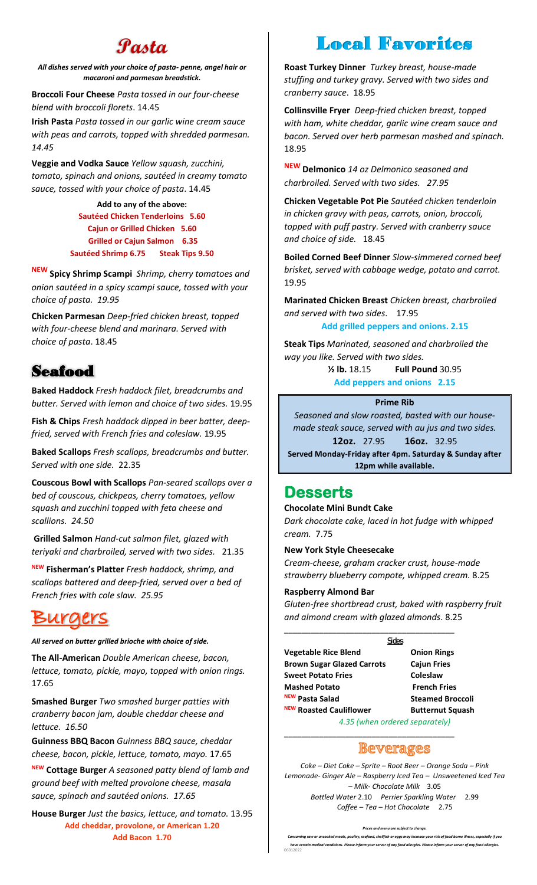# Pasta

***All dishes served with your choice of pasta- penne, angel hair or macaroni and parmesan breadstick.***

**Broccoli Four Cheese** *Pasta tossed in our four-cheese blend with broccoli florets*. 14.45

**Irish Pasta** *Pasta tossed in our garlic wine cream sauce with peas and carrots, topped with shredded parmesan. 14.45*

**Veggie and Vodka Sauce** *Yellow squash, zucchini, tomato, spinach and onions, sautéed in creamy tomato sauce, tossed with your choice of pasta*. 14.45

**Add to any of the above:**
**Sautéed Chicken Tenderloins 5.60**
**Cajun or Grilled Chicken 5.60**
**Grilled or Cajun Salmon 6.35**
**Sautéed Shrimp 6.75 Steak Tips 9.50**

**NEW Spicy Shrimp Scampi** *Shrimp, cherry tomatoes and onion sautéed in a spicy scampi sauce, tossed with your choice of pasta. 19.95*

**Chicken Parmesan** *Deep-fried chicken breast, topped with four-cheese blend and marinara. Served with choice of pasta*. 18.45

# Seafood

**Baked Haddock** *Fresh haddock filet, breadcrumbs and butter. Served with lemon and choice of two sides.* 19.95

**Fish & Chips** *Fresh haddock dipped in beer batter, deep-fried, served with French fries and coleslaw.* 19.95

**Baked Scallops** *Fresh scallops, breadcrumbs and butter. Served with one side.* 22.35

**Couscous Bowl with Scallops** *Pan-seared scallops over a bed of couscous, chickpeas, cherry tomatoes, yellow squash and zucchini topped with feta cheese and scallions. 24.50*

**Grilled Salmon** *Hand-cut salmon filet, glazed with teriyaki and charbroiled, served with two sides.* 21.35

**NEW Fisherman's Platter** *Fresh haddock, shrimp, and scallops battered and deep-fried, served over a bed of French fries with cole slaw. 25.95*

# Burgers

***All served on butter grilled brioche with choice of side.***

**The All-American** *Double American cheese, bacon, lettuce, tomato, pickle, mayo, topped with onion rings.* 17.65

**Smashed Burger** *Two smashed burger patties with cranberry bacon jam, double cheddar cheese and lettuce. 16.50*

**Guinness BBQ Bacon** *Guinness BBQ sauce, cheddar cheese, bacon, pickle, lettuce, tomato, mayo.* 17.65

**NEW Cottage Burger** *A seasoned patty blend of lamb and ground beef with melted provolone cheese, masala sauce, spinach and sautéed onions. 17.65*

**House Burger** *Just the basics, lettuce, and tomato.* 13.95
**Add cheddar, provolone, or American 1.20**
**Add Bacon 1.70**

# Local Favorites

**Roast Turkey Dinner** *Turkey breast, house-made stuffing and turkey gravy. Served with two sides and cranberry sauce*. 18.95

**Collinsville Fryer** *Deep-fried chicken breast, topped with ham, white cheddar, garlic wine cream sauce and bacon. Served over herb parmesan mashed and spinach.* 18.95

**NEW Delmonico** *14 oz Delmonico seasoned and charbroiled. Served with two sides. 27.95*

**Chicken Vegetable Pot Pie** *Sautéed chicken tenderloin in chicken gravy with peas, carrots, onion, broccoli, topped with puff pastry. Served with cranberry sauce and choice of side.* 18.45

**Boiled Corned Beef Dinner** *Slow-simmered corned beef brisket, served with cabbage wedge, potato and carrot.* 19.95

**Marinated Chicken Breast** *Chicken breast, charbroiled and served with two sides.* 17.95
**Add grilled peppers and onions. 2.15**

**Steak Tips** *Marinated, seasoned and charbroiled the way you like. Served with two sides.*
**½ lb.** 18.15 **Full Pound** 30.95
**Add peppers and onions 2.15**

**Prime Rib**
*Seasoned and slow roasted, basted with our house-made steak sauce, served with au jus and two sides.*
**12oz.** 27.95 **16oz.** 32.95
**Served Monday-Friday after 4pm. Saturday & Sunday after 12pm while available.**

# Desserts

**Chocolate Mini Bundt Cake**
*Dark chocolate cake, laced in hot fudge with whipped cream.* 7.75

**New York Style Cheesecake**
*Cream-cheese, graham cracker crust, house-made strawberry blueberry compote, whipped cream.* 8.25

**Raspberry Almond Bar**
*Gluten-free shortbread crust, baked with raspberry fruit and almond cream with glazed almonds*. 8.25

## Sides

| | |
|---|---|
| **Vegetable Rice Blend** | **Onion Rings** |
| **Brown Sugar Glazed Carrots** | **Cajun Fries** |
| **Sweet Potato Fries** | **Coleslaw** |
| **Mashed Potato** | **French Fries** |
| **NEW Pasta Salad** | **Steamed Broccoli** |
| **NEW Roasted Cauliflower** | **Butternut Squash** |

*4.35 (when ordered separately)*

# Beverages

*Coke – Diet Coke – Sprite – Root Beer – Orange Soda – Pink Lemonade- Ginger Ale – Raspberry Iced Tea – Unsweetened Iced Tea – Milk- Chocolate Milk* 3.05
*Bottled Water* 2.10 *Perrier Sparkling Water* 2.99
*Coffee – Tea – Hot Chocolate* 2.75

***Prices and menu are subject to change.***

***Consuming raw or uncooked meats, poultry, seafood, shellfish or eggs may increase your risk of food borne illness, especially if you have certain medical conditions. Please inform your server of any food allergies. Please inform your server of any food allergies.***

06012022